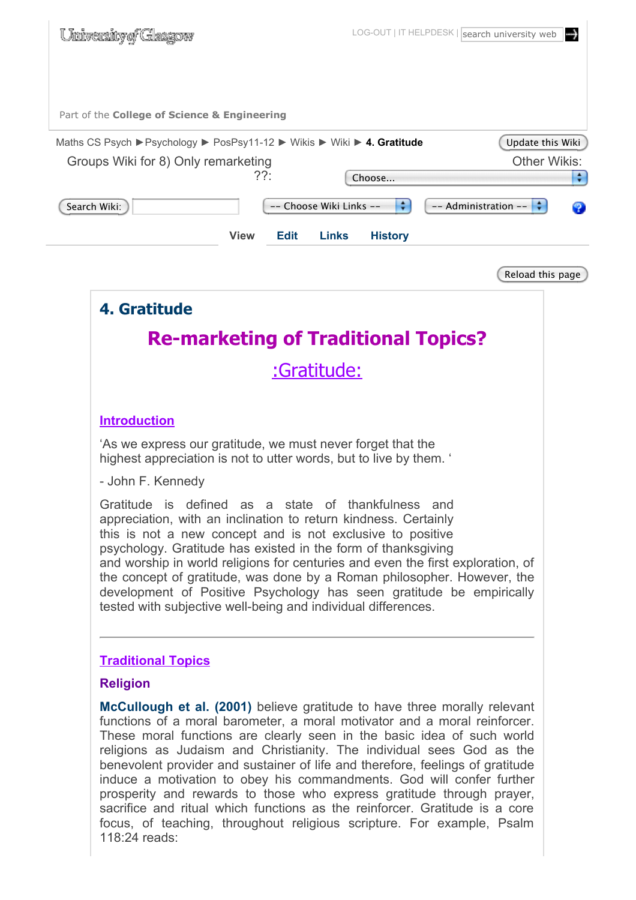# 4. Gratitude

## Re-marketing of Traditional Topics?

## :Gratitude:

### Introduction

'As we express our gratitude, we must never forget that the highest appreciation is not to utter words, but to live by them. '

- John F. Kennedy

Gratitude is defined as a state of thankfulness and appreciation, with an inclination to return kindness. Certainly this is not a new concept and is not exclusive to positive psychology. Gratitude has existed in the form of thanksgiving and worship in world religions for centuries and even the first exploration, of the concept of gratitude, was done by a Roman philosopher. However, the development of Positive Psychology has seen gratitude be empirically tested with subjective well-being and individual differences.

---

### Traditional Topics

#### Religion

**McCullough et al. (2001)** believe gratitude to have three morally relevant functions of a moral barometer, a moral motivator and a moral reinforcer. These moral functions are clearly seen in the basic idea of such world religions as Judaism and Christianity. The individual sees God as the benevolent provider and sustainer of life and therefore, feelings of gratitude induce a motivation to obey his commandments. God will confer further prosperity and rewards to those who express gratitude through prayer, sacrifice and ritual which functions as the reinforcer. Gratitude is a core focus, of teaching, throughout religious scripture. For example, Psalm 118:24 reads: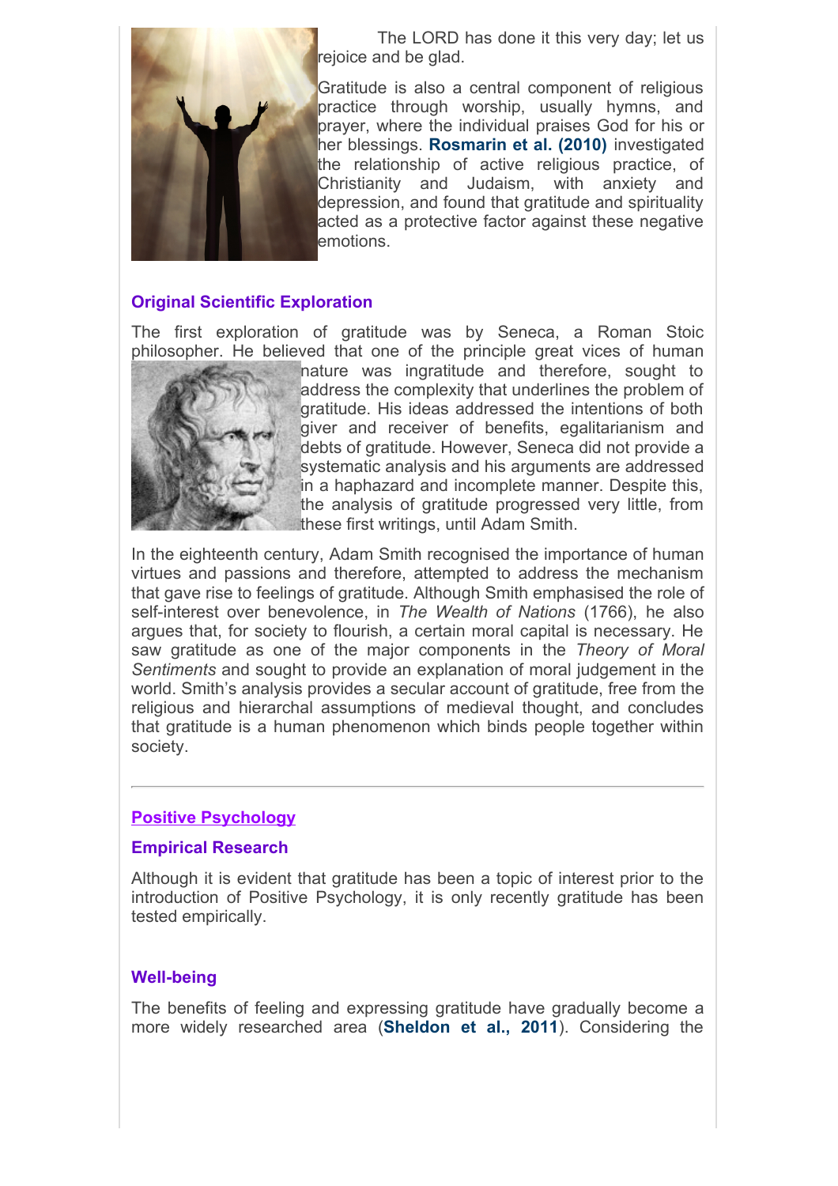The LORD has done it this very day; let us rejoice and be glad.

Gratitude is also a central component of religious practice through worship, usually hymns, and prayer, where the individual praises God for his or her blessings. **Rosmarin et al. (2010)** investigated the relationship of active religious practice, of Christianity and Judaism, with anxiety and depression, and found that gratitude and spirituality acted as a protective factor against these negative emotions.

### Original Scientific Exploration

The first exploration of gratitude was by Seneca, a Roman Stoic philosopher. He believed that one of the principle great vices of human nature was ingratitude and therefore, sought to address the complexity that underlines the problem of gratitude. His ideas addressed the intentions of both giver and receiver of benefits, egalitarianism and debts of gratitude. However, Seneca did not provide a systematic analysis and his arguments are addressed in a haphazard and incomplete manner. Despite this, the analysis of gratitude progressed very little, from these first writings, until Adam Smith.

In the eighteenth century, Adam Smith recognised the importance of human virtues and passions and therefore, attempted to address the mechanism that gave rise to feelings of gratitude. Although Smith emphasised the role of self-interest over benevolence, in *The Wealth of Nations* (1766), he also argues that, for society to flourish, a certain moral capital is necessary. He saw gratitude as one of the major components in the *Theory of Moral Sentiments* and sought to provide an explanation of moral judgement in the world. Smith's analysis provides a secular account of gratitude, free from the religious and hierarchal assumptions of medieval thought, and concludes that gratitude is a human phenomenon which binds people together within society.

---

## Positive Psychology

### Empirical Research

Although it is evident that gratitude has been a topic of interest prior to the introduction of Positive Psychology, it is only recently gratitude has been tested empirically.

### Well-being

The benefits of feeling and expressing gratitude have gradually become a more widely researched area (**Sheldon et al., 2011**). Considering the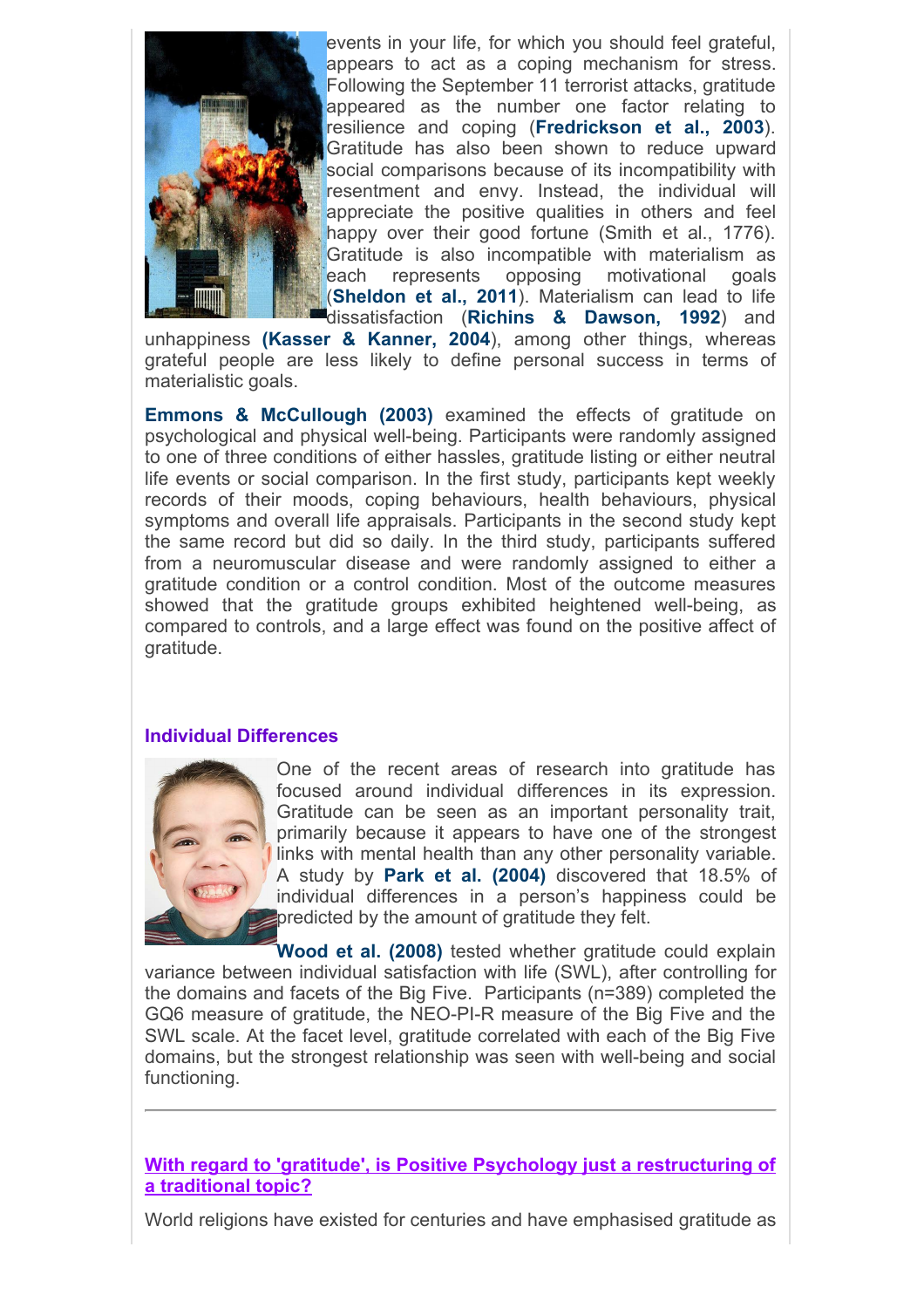events in your life, for which you should feel grateful, appears to act as a coping mechanism for stress. Following the September 11 terrorist attacks, gratitude appeared as the number one factor relating to resilience and coping (**Fredrickson et al., 2003**). Gratitude has also been shown to reduce upward social comparisons because of its incompatibility with resentment and envy. Instead, the individual will appreciate the positive qualities in others and feel happy over their good fortune (Smith et al., 1776). Gratitude is also incompatible with materialism as each represents opposing motivational goals (**Sheldon et al., 2011**). Materialism can lead to life dissatisfaction (**Richins & Dawson, 1992**) and unhappiness (**Kasser & Kanner, 2004**), among other things, whereas grateful people are less likely to define personal success in terms of materialistic goals.

**Emmons & McCullough (2003)** examined the effects of gratitude on psychological and physical well-being. Participants were randomly assigned to one of three conditions of either hassles, gratitude listing or either neutral life events or social comparison. In the first study, participants kept weekly records of their moods, coping behaviours, health behaviours, physical symptoms and overall life appraisals. Participants in the second study kept the same record but did so daily. In the third study, participants suffered from a neuromuscular disease and were randomly assigned to either a gratitude condition or a control condition. Most of the outcome measures showed that the gratitude groups exhibited heightened well-being, as compared to controls, and a large effect was found on the positive affect of gratitude.

## Individual Differences

One of the recent areas of research into gratitude has focused around individual differences in its expression. Gratitude can be seen as an important personality trait, primarily because it appears to have one of the strongest links with mental health than any other personality variable. A study by **Park et al. (2004)** discovered that 18.5% of individual differences in a person's happiness could be predicted by the amount of gratitude they felt.

**Wood et al. (2008)** tested whether gratitude could explain variance between individual satisfaction with life (SWL), after controlling for the domains and facets of the Big Five. Participants (n=389) completed the GQ6 measure of gratitude, the NEO-PI-R measure of the Big Five and the SWL scale. At the facet level, gratitude correlated with each of the Big Five domains, but the strongest relationship was seen with well-being and social functioning.

---

## With regard to 'gratitude', is Positive Psychology just a restructuring of a traditional topic?

World religions have existed for centuries and have emphasised gratitude as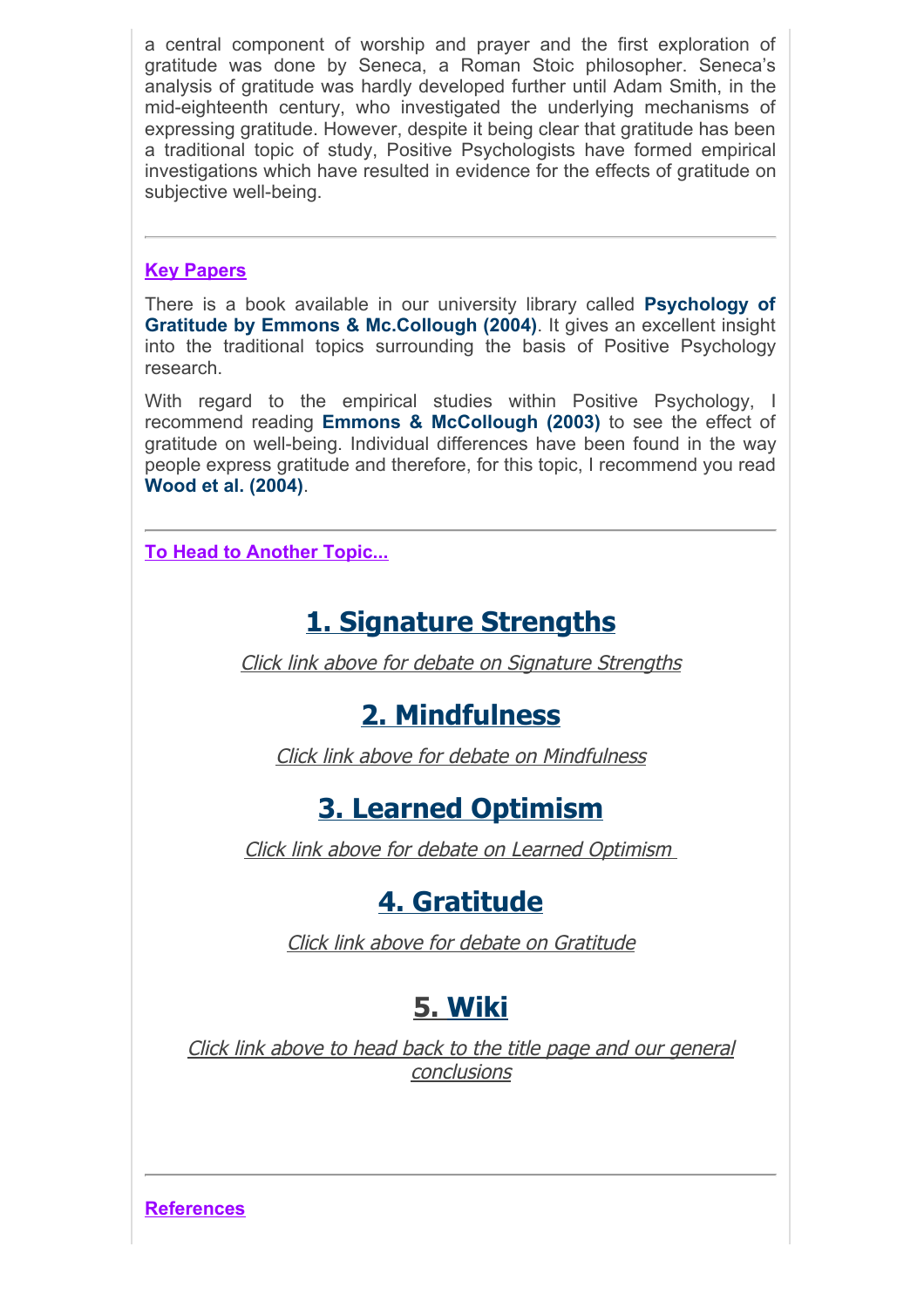a central component of worship and prayer and the first exploration of gratitude was done by Seneca, a Roman Stoic philosopher. Seneca's analysis of gratitude was hardly developed further until Adam Smith, in the mid-eighteenth century, who investigated the underlying mechanisms of expressing gratitude. However, despite it being clear that gratitude has been a traditional topic of study, Positive Psychologists have formed empirical investigations which have resulted in evidence for the effects of gratitude on subjective well-being.

---

**Key Papers**

There is a book available in our university library called **Psychology of Gratitude by Emmons & Mc.Collough (2004)**. It gives an excellent insight into the traditional topics surrounding the basis of Positive Psychology research.

With regard to the empirical studies within Positive Psychology, I recommend reading **Emmons & McCollough (2003)** to see the effect of gratitude on well-being. Individual differences have been found in the way people express gratitude and therefore, for this topic, I recommend you read **Wood et al. (2004)**.

---

**To Head to Another Topic...**

## 1. Signature Strengths

*Click link above for debate on Signature Strengths*

## 2. Mindfulness

*Click link above for debate on Mindfulness*

## 3. Learned Optimism

*Click link above for debate on Learned Optimism*

## 4. Gratitude

*Click link above for debate on Gratitude*

## 5. Wiki

*Click link above to head back to the title page and our general conclusions*

---

**References**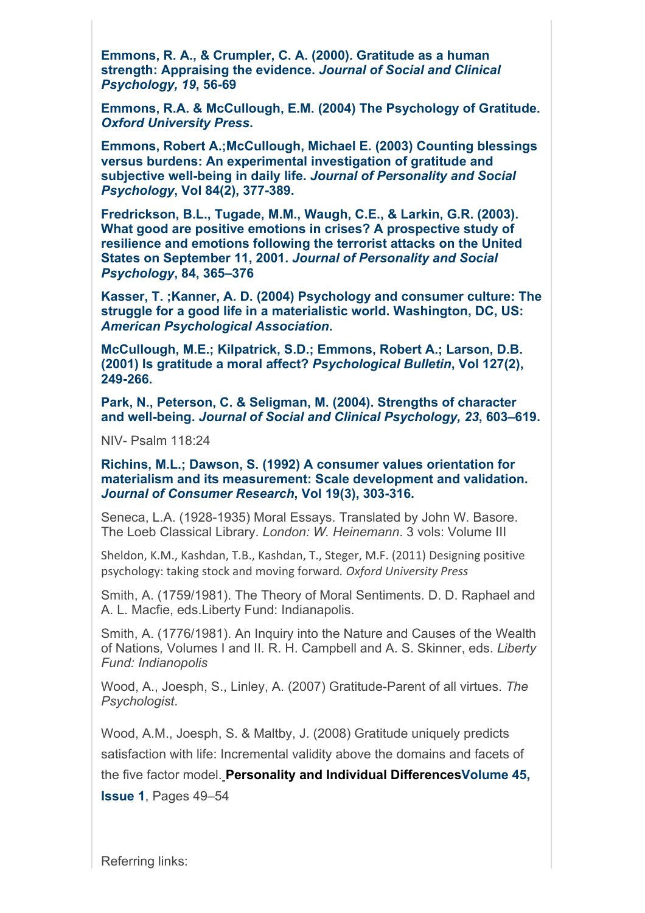**Emmons, R. A., & Crumpler, C. A. (2000). Gratitude as a human strength: Appraising the evidence. *Journal of Social and Clinical Psychology, 19*, 56-69**

**Emmons, R.A. & McCullough, E.M. (2004) The Psychology of Gratitude. *Oxford University Press*.**

**Emmons, Robert A.;McCullough, Michael E. (2003) Counting blessings versus burdens: An experimental investigation of gratitude and subjective well-being in daily life. *Journal of Personality and Social Psychology*, Vol 84(2), 377-389.**

**Fredrickson, B.L., Tugade, M.M., Waugh, C.E., & Larkin, G.R. (2003). What good are positive emotions in crises? A prospective study of resilience and emotions following the terrorist attacks on the United States on September 11, 2001. *Journal of Personality and Social Psychology*, 84, 365–376**

**Kasser, T. ;Kanner, A. D. (2004) Psychology and consumer culture: The struggle for a good life in a materialistic world. Washington, DC, US: *American Psychological Association*.**

**McCullough, M.E.; Kilpatrick, S.D.; Emmons, Robert A.; Larson, D.B. (2001) Is gratitude a moral affect? *Psychological Bulletin*, Vol 127(2), 249-266.**

**Park, N., Peterson, C. & Seligman, M. (2004). Strengths of character and well-being. *Journal of Social and Clinical Psychology, 23*, 603–619.**

NIV- Psalm 118:24

**Richins, M.L.; Dawson, S. (1992) A consumer values orientation for materialism and its measurement: Scale development and validation. *Journal of Consumer Research*, Vol 19(3), 303-316.**

Seneca, L.A. (1928-1935) Moral Essays. Translated by John W. Basore. The Loeb Classical Library. *London: W. Heinemann*. 3 vols: Volume III

Sheldon, K.M., Kashdan, T.B., Kashdan, T., Steger, M.F. (2011) Designing positive psychology: taking stock and moving forward. *Oxford University Press*

Smith, A. (1759/1981). The Theory of Moral Sentiments. D. D. Raphael and A. L. Macfie, eds.Liberty Fund: Indianapolis.

Smith, A. (1776/1981). An Inquiry into the Nature and Causes of the Wealth of Nations, Volumes I and II. R. H. Campbell and A. S. Skinner, eds. *Liberty Fund: Indianapolis*

Wood, A., Joesph, S., Linley, A. (2007) Gratitude-Parent of all virtues. *The Psychologist*.

Wood, A.M., Joesph, S. & Maltby, J. (2008) Gratitude uniquely predicts satisfaction with life: Incremental validity above the domains and facets of the five factor model. **Personality and Individual Differences Volume 45, Issue 1**, Pages 49–54

Referring links: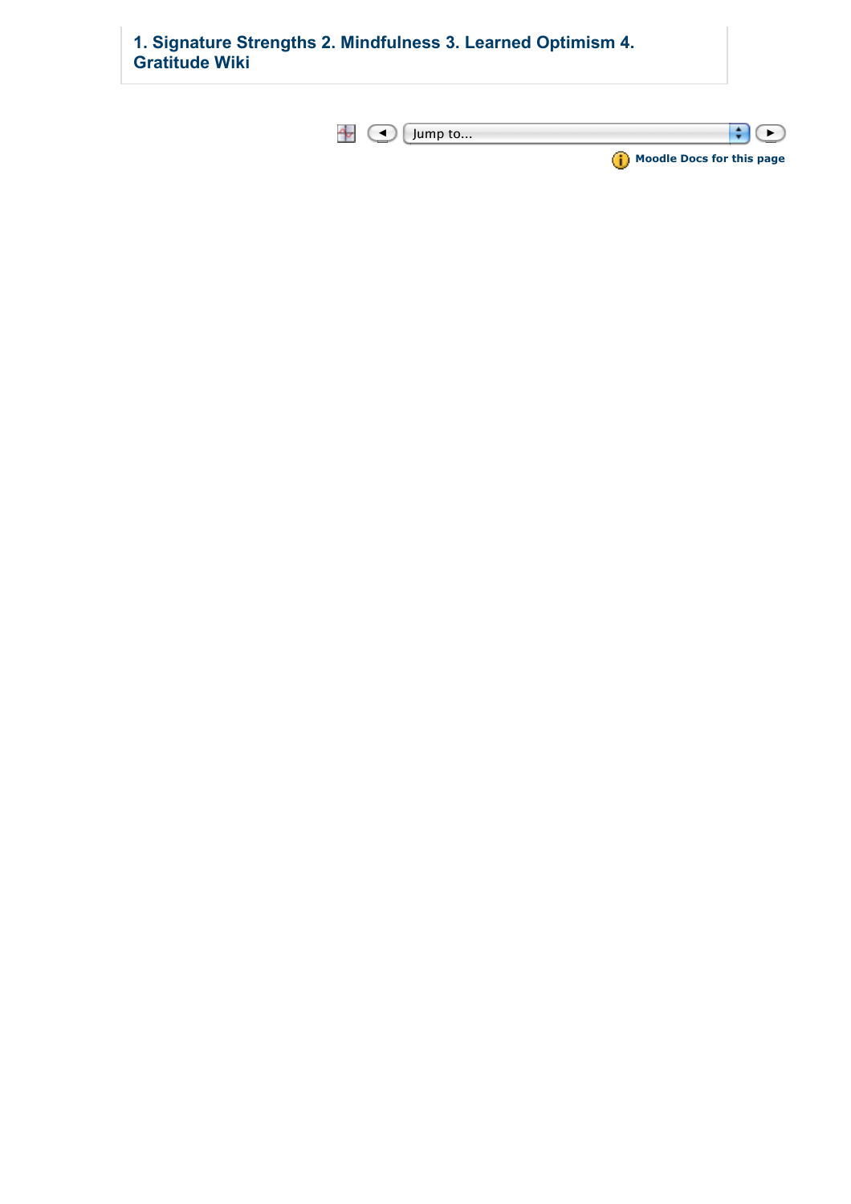1. Signature Strengths 2. Mindfulness 3. Learned Optimism 4. Gratitude Wiki

Jump to...

Moodle Docs for this page